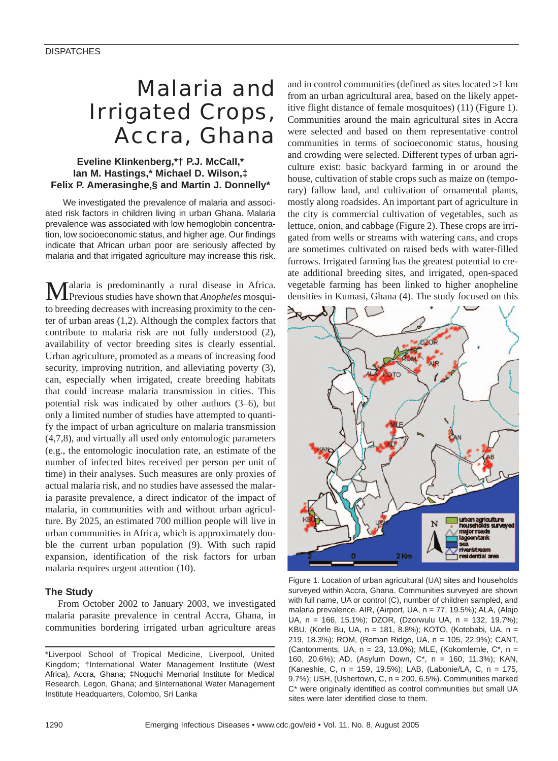DISPATCHES

# Malaria and Irrigated Crops, Accra, Ghana

**Eveline Klinkenberg,*† P.J. McCall,* Ian M. Hastings,* Michael D. Wilson,‡ Felix P. Amerasinghe,§ and Martin J. Donnelly***

We investigated the prevalence of malaria and associated risk factors in children living in urban Ghana. Malaria prevalence was associated with low hemoglobin concentration, low socioeconomic status, and higher age. Our findings indicate that African urban poor are seriously affected by malaria and that irrigated agriculture may increase this risk.

Malaria is predominantly a rural disease in Africa. Previous studies have shown that *Anopheles* mosquito breeding decreases with increasing proximity to the center of urban areas (1,2). Although the complex factors that contribute to malaria risk are not fully understood (2), availability of vector breeding sites is clearly essential. Urban agriculture, promoted as a means of increasing food security, improving nutrition, and alleviating poverty (3), can, especially when irrigated, create breeding habitats that could increase malaria transmission in cities. This potential risk was indicated by other authors (3–6), but only a limited number of studies have attempted to quantify the impact of urban agriculture on malaria transmission (4,7,8), and virtually all used only entomologic parameters (e.g., the entomologic inoculation rate, an estimate of the number of infected bites received per person per unit of time) in their analyses. Such measures are only proxies of actual malaria risk, and no studies have assessed the malaria parasite prevalence, a direct indicator of the impact of malaria, in communities with and without urban agriculture. By 2025, an estimated 700 million people will live in urban communities in Africa, which is approximately double the current urban population (9). With such rapid expansion, identification of the risk factors for urban malaria requires urgent attention (10).

## The Study

From October 2002 to January 2003, we investigated malaria parasite prevalence in central Accra, Ghana, in communities bordering irrigated urban agriculture areas and in control communities (defined as sites located >1 km from an urban agricultural area, based on the likely appetitive flight distance of female mosquitoes) (11) (Figure 1). Communities around the main agricultural sites in Accra were selected and based on them representative control communities in terms of socioeconomic status, housing and crowding were selected. Different types of urban agriculture exist: basic backyard farming in or around the house, cultivation of stable crops such as maize on (temporary) fallow land, and cultivation of ornamental plants, mostly along roadsides. An important part of agriculture in the city is commercial cultivation of vegetables, such as lettuce, onion, and cabbage (Figure 2). These crops are irrigated from wells or streams with watering cans, and crops are sometimes cultivated on raised beds with water-filled furrows. Irrigated farming has the greatest potential to create additional breeding sites, and irrigated, open-spaced vegetable farming has been linked to higher anopheline densities in Kumasi, Ghana (4). The study focused on this

Figure 1. Location of urban agricultural (UA) sites and households surveyed within Accra, Ghana. Communities surveyed are shown with full name, UA or control (C), number of children sampled, and malaria prevalence. AIR, (Airport, UA, n = 77, 19.5%); ALA, (Alajo UA, n = 166, 15.1%); DZOR, (Dzorwulu UA, n = 132, 19.7%); KBU, (Korle Bu, UA, n = 181, 8.8%); KOTO, (Kotobabi, UA, n = 219, 18.3%); ROM, (Roman Ridge, UA, n = 105, 22.9%); CANT, (Cantonments, UA, n = 23, 13.0%); MLE, (Kokomlemle, C*, n = 160, 20.6%); AD, (Asylum Down, C*, n = 160, 11.3%); KAN, (Kaneshie, C, n = 159, 19.5%); LAB, (Labonie/LA, C, n = 175, 9.7%); USH, (Ushertown, C, n = 200, 6.5%). Communities marked C* were originally identified as control communities but small UA sites were later identified close to them.

*Liverpool School of Tropical Medicine, Liverpool, United Kingdom; †International Water Management Institute (West Africa), Accra, Ghana; ‡Noguchi Memorial Institute for Medical Research, Legon, Ghana; and §International Water Management Institute Headquarters, Colombo, Sri Lanka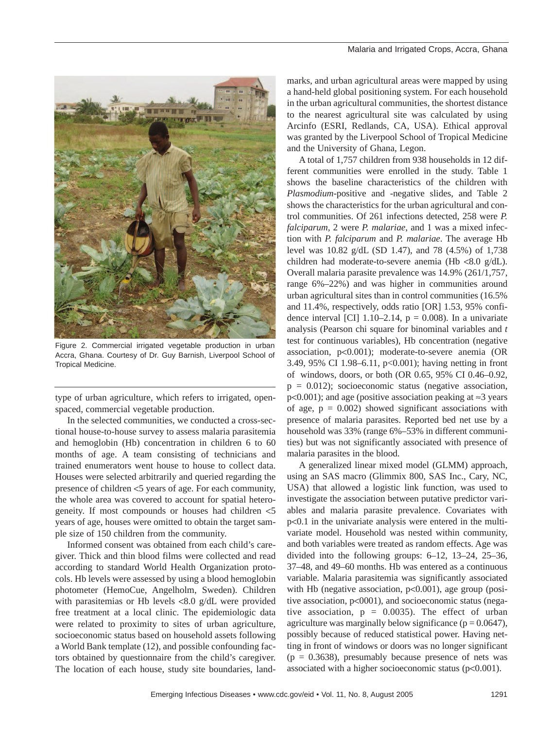Figure 2. Commercial irrigated vegetable production in urban Accra, Ghana. Courtesy of Dr. Guy Barnish, Liverpool School of Tropical Medicine.

type of urban agriculture, which refers to irrigated, open-spaced, commercial vegetable production.

In the selected communities, we conducted a cross-sectional house-to-house survey to assess malaria parasitemia and hemoglobin (Hb) concentration in children 6 to 60 months of age. A team consisting of technicians and trained enumerators went house to house to collect data. Houses were selected arbitrarily and queried regarding the presence of children <5 years of age. For each community, the whole area was covered to account for spatial heterogeneity. If most compounds or houses had children <5 years of age, houses were omitted to obtain the target sample size of 150 children from the community.

Informed consent was obtained from each child's caregiver. Thick and thin blood films were collected and read according to standard World Health Organization protocols. Hb levels were assessed by using a blood hemoglobin photometer (HemoCue, Angelholm, Sweden). Children with parasitemias or Hb levels <8.0 g/dL were provided free treatment at a local clinic. The epidemiologic data were related to proximity to sites of urban agriculture, socioeconomic status based on household assets following a World Bank template (12), and possible confounding factors obtained by questionnaire from the child's caregiver. The location of each house, study site boundaries, landmarks, and urban agricultural areas were mapped by using a hand-held global positioning system. For each household in the urban agricultural communities, the shortest distance to the nearest agricultural site was calculated by using Arcinfo (ESRI, Redlands, CA, USA). Ethical approval was granted by the Liverpool School of Tropical Medicine and the University of Ghana, Legon.

A total of 1,757 children from 938 households in 12 different communities were enrolled in the study. Table 1 shows the baseline characteristics of the children with *Plasmodium*-positive and -negative slides, and Table 2 shows the characteristics for the urban agricultural and control communities. Of 261 infections detected, 258 were *P. falciparum*, 2 were *P. malariae*, and 1 was a mixed infection with *P. falciparum* and *P. malariae*. The average Hb level was 10.82 g/dL (SD 1.47), and 78 (4.5%) of 1,738 children had moderate-to-severe anemia (Hb <8.0 g/dL). Overall malaria parasite prevalence was 14.9% (261/1,757, range 6%–22%) and was higher in communities around urban agricultural sites than in control communities (16.5% and 11.4%, respectively, odds ratio [OR] 1.53, 95% confidence interval [CI] 1.10–2.14, $p = 0.008$). In a univariate analysis (Pearson chi square for binominal variables and *t* test for continuous variables), Hb concentration (negative association, $p<0.001$); moderate-to-severe anemia (OR 3.49, 95% CI 1.98–6.11, $p<0.001$); having netting in front of windows, doors, or both (OR 0.65, 95% CI 0.46–0.92, $p = 0.012$); socioeconomic status (negative association, $p<0.001$); and age (positive association peaking at ≈3 years of age, $p = 0.002$) showed significant associations with presence of malaria parasites. Reported bed net use by a household was 33% (range 6%–53% in different communities) but was not significantly associated with presence of malaria parasites in the blood.

A generalized linear mixed model (GLMM) approach, using an SAS macro (Glimmix 800, SAS Inc., Cary, NC, USA) that allowed a logistic link function, was used to investigate the association between putative predictor variables and malaria parasite prevalence. Covariates with $p<0.1$ in the univariate analysis were entered in the multivariate model. Household was nested within community, and both variables were treated as random effects. Age was divided into the following groups: 6–12, 13–24, 25–36, 37–48, and 49–60 months. Hb was entered as a continuous variable. Malaria parasitemia was significantly associated with Hb (negative association, $p<0.001$), age group (positive association, $p<0001$), and socioeconomic status (negative association, $p = 0.0035$). The effect of urban agriculture was marginally below significance ($p = 0.0647$), possibly because of reduced statistical power. Having netting in front of windows or doors was no longer significant ($p = 0.3638$), presumably because presence of nets was associated with a higher socioeconomic status ($p<0.001$).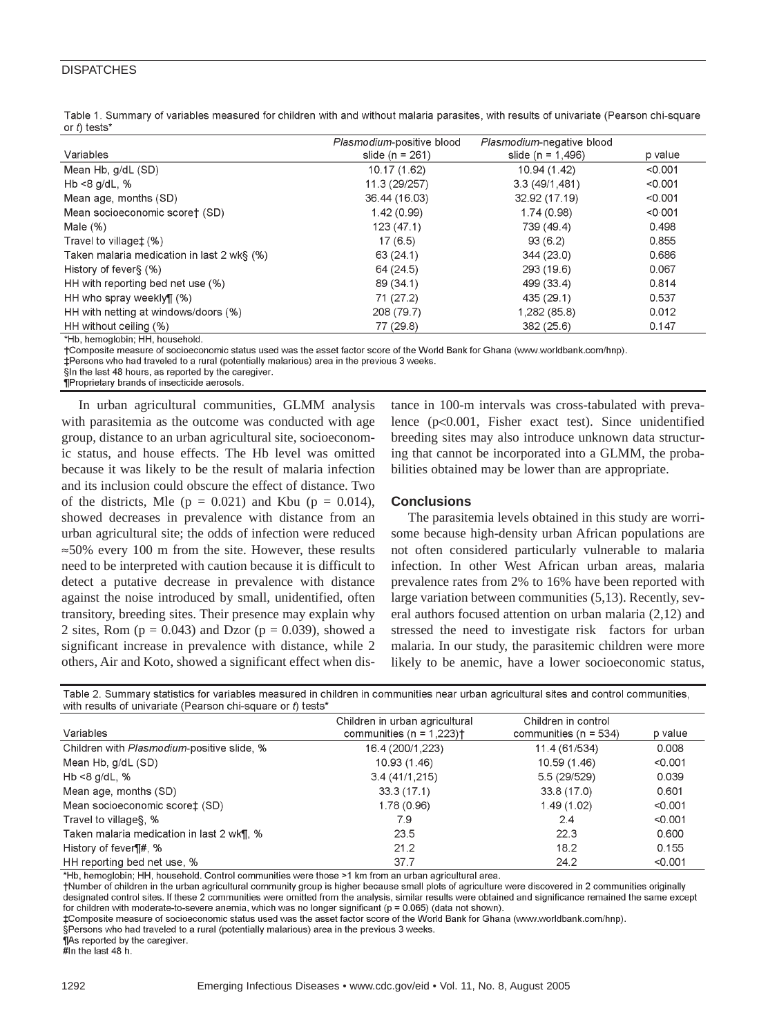Table 1. Summary of variables measured for children with and without malaria parasites, with results of univariate (Pearson chi-square or *t*) tests*

| Variables | *Plasmodium*-positive blood slide (n = 261) | *Plasmodium*-negative blood slide (n = 1,496) | p value |
|---|---|---|---|
| Mean Hb, g/dL (SD) | 10.17 (1.62) | 10.94 (1.42) | <0.001 |
| Hb <8 g/dL, % | 11.3 (29/257) | 3.3 (49/1,481) | <0.001 |
| Mean age, months (SD) | 36.44 (16.03) | 32.92 (17.19) | <0.001 |
| Mean socioeconomic score† (SD) | 1.42 (0.99) | 1.74 (0.98) | <0·001 |
| Male (%) | 123 (47.1) | 739 (49.4) | 0.498 |
| Travel to village‡ (%) | 17 (6.5) | 93 (6.2) | 0.855 |
| Taken malaria medication in last 2 wk§ (%) | 63 (24.1) | 344 (23.0) | 0.686 |
| History of fever§ (%) | 64 (24.5) | 293 (19.6) | 0.067 |
| HH with reporting bed net use (%) | 89 (34.1) | 499 (33.4) | 0.814 |
| HH who spray weekly¶ (%) | 71 (27.2) | 435 (29.1) | 0.537 |
| HH with netting at windows/doors (%) | 208 (79.7) | 1,282 (85.8) | 0.012 |
| HH without ceiling (%) | 77 (29.8) | 382 (25.6) | 0.147 |

*Hb, hemoglobin; HH, household.
†Composite measure of socioeconomic status used was the asset factor score of the World Bank for Ghana (www.worldbank.com/hnp).
‡Persons who had traveled to a rural (potentially malarious) area in the previous 3 weeks.
§In the last 48 hours, as reported by the caregiver.
¶Proprietary brands of insecticide aerosols.

In urban agricultural communities, GLMM analysis with parasitemia as the outcome was conducted with age group, distance to an urban agricultural site, socioeconomic status, and house effects. The Hb level was omitted because it was likely to be the result of malaria infection and its inclusion could obscure the effect of distance. Two of the districts, Mle (p = 0.021) and Kbu (p = 0.014), showed decreases in prevalence with distance from an urban agricultural site; the odds of infection were reduced ≈50% every 100 m from the site. However, these results need to be interpreted with caution because it is difficult to detect a putative decrease in prevalence with distance against the noise introduced by small, unidentified, often transitory, breeding sites. Their presence may explain why 2 sites, Rom (p = 0.043) and Dzor (p = 0.039), showed a significant increase in prevalence with distance, while 2 others, Air and Koto, showed a significant effect when distance in 100-m intervals was cross-tabulated with prevalence (p<0.001, Fisher exact test). Since unidentified breeding sites may also introduce unknown data structuring that cannot be incorporated into a GLMM, the probabilities obtained may be lower than are appropriate.

## Conclusions

The parasitemia levels obtained in this study are worrisome because high-density urban African populations are not often considered particularly vulnerable to malaria infection. In other West African urban areas, malaria prevalence rates from 2% to 16% have been reported with large variation between communities (5,13). Recently, several authors focused attention on urban malaria (2,12) and stressed the need to investigate risk factors for urban malaria. In our study, the parasitemic children were more likely to be anemic, have a lower socioeconomic status,

Table 2. Summary statistics for variables measured in children in communities near urban agricultural sites and control communities, with results of univariate (Pearson chi-square or *t*) tests*

| Variables | Children in urban agricultural communities (n = 1,223)† | Children in control communities (n = 534) | p value |
|---|---|---|---|
| Children with *Plasmodium*-positive slide, % | 16.4 (200/1,223) | 11.4 (61/534) | 0.008 |
| Mean Hb, g/dL (SD) | 10.93 (1.46) | 10.59 (1.46) | <0.001 |
| Hb <8 g/dL, % | 3.4 (41/1,215) | 5.5 (29/529) | 0.039 |
| Mean age, months (SD) | 33.3 (17.1) | 33.8 (17.0) | 0.601 |
| Mean socioeconomic score‡ (SD) | 1.78 (0.96) | 1.49 (1.02) | <0.001 |
| Travel to village§, % | 7.9 | 2.4 | <0.001 |
| Taken malaria medication in last 2 wk¶, % | 23.5 | 22.3 | 0.600 |
| History of fever¶#, % | 21.2 | 18.2 | 0.155 |
| HH reporting bed net use, % | 37.7 | 24.2 | <0.001 |

*Hb, hemoglobin; HH, household. Control communities were those >1 km from an urban agricultural area.
†Number of children in the urban agricultural community group is higher because small plots of agriculture were discovered in 2 communities originally designated control sites. If these 2 communities were omitted from the analysis, similar results were obtained and significance remained the same except for children with moderate-to-severe anemia, which was no longer significant (p = 0.065) (data not shown).
‡Composite measure of socioeconomic status used was the asset factor score of the World Bank for Ghana (www.worldbank.com/hnp).
§Persons who had traveled to a rural (potentially malarious) area in the previous 3 weeks.
¶As reported by the caregiver.
#In the last 48 h.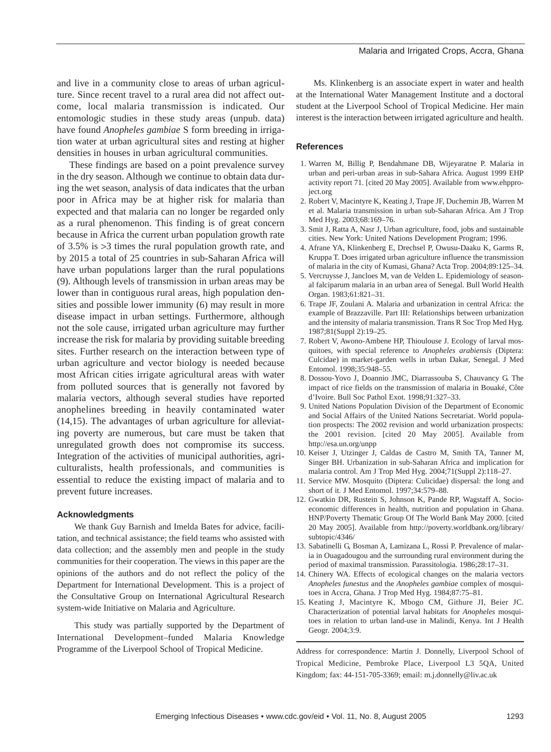and live in a community close to areas of urban agriculture. Since recent travel to a rural area did not affect outcome, local malaria transmission is indicated. Our entomologic studies in these study areas (unpub. data) have found *Anopheles gambiae* S form breeding in irrigation water at urban agricultural sites and resting at higher densities in houses in urban agricultural communities.

These findings are based on a point prevalence survey in the dry season. Although we continue to obtain data during the wet season, analysis of data indicates that the urban poor in Africa may be at higher risk for malaria than expected and that malaria can no longer be regarded only as a rural phenomenon. This finding is of great concern because in Africa the current urban population growth rate of 3.5% is >3 times the rural population growth rate, and by 2015 a total of 25 countries in sub-Saharan Africa will have urban populations larger than the rural populations (9). Although levels of transmission in urban areas may be lower than in contiguous rural areas, high population densities and possible lower immunity (6) may result in more disease impact in urban settings. Furthermore, although not the sole cause, irrigated urban agriculture may further increase the risk for malaria by providing suitable breeding sites. Further research on the interaction between type of urban agriculture and vector biology is needed because most African cities irrigate agricultural areas with water from polluted sources that is generally not favored by malaria vectors, although several studies have reported anophelines breeding in heavily contaminated water (14,15). The advantages of urban agriculture for alleviating poverty are numerous, but care must be taken that unregulated growth does not compromise its success. Integration of the activities of municipal authorities, agriculturalists, health professionals, and communities is essential to reduce the existing impact of malaria and to prevent future increases.

### Acknowledgments

We thank Guy Barnish and Imelda Bates for advice, facilitation, and technical assistance; the field teams who assisted with data collection; and the assembly men and people in the study communities for their cooperation. The views in this paper are the opinions of the authors and do not reflect the policy of the Department for International Development. This is a project of the Consultative Group on International Agricultural Research system-wide Initiative on Malaria and Agriculture.

This study was partially supported by the Department of International Development–funded Malaria Knowledge Programme of the Liverpool School of Tropical Medicine.

Ms. Klinkenberg is an associate expert in water and health at the International Water Management Institute and a doctoral student at the Liverpool School of Tropical Medicine. Her main interest is the interaction between irrigated agriculture and health.

### References

1. Warren M, Billig P, Bendahmane DB, Wijeyaratne P. Malaria in urban and peri-urban areas in sub-Sahara Africa. August 1999 EHP activity report 71. [cited 20 May 2005]. Available from www.ehpproject.org
2. Robert V, Macintyre K, Keating J, Trape JF, Duchemin JB, Warren M et al. Malaria transmission in urban sub-Saharan Africa. Am J Trop Med Hyg. 2003;68:169–76.
3. Smit J, Ratta A, Nasr J, Urban agriculture, food, jobs and sustainable cities. New York: United Nations Development Program; 1996.
4. Afrane YA, Klinkenberg E, Drechsel P, Owusu-Daaku K, Garms R, Kruppa T. Does irrigated urban agriculture influence the transmission of malaria in the city of Kumasi, Ghana? Acta Trop. 2004;89:125–34.
5. Vercruysse J, Jancloes M, van de Velden L. Epidemiology of seasonal falciparum malaria in an urban area of Senegal. Bull World Health Organ. 1983;61:821–31.
6. Trape JF, Zoulani A. Malaria and urbanization in central Africa: the example of Brazzaville. Part III: Relationships between urbanization and the intensity of malaria transmission. Trans R Soc Trop Med Hyg. 1987;81(Suppl 2):19–25.
7. Robert V, Awono-Ambene HP, Thioulouse J. Ecology of larval mosquitoes, with special reference to *Anopheles arabiensis* (Diptera: Culcidae) in market-garden wells in urban Dakar, Senegal. J Med Entomol. 1998;35:948–55.
8. Dossou-Yovo J, Doannio JMC, Diarrassouba S, Chauvancy G. The impact of rice fields on the transmission of malaria in Bouaké, Côte d'Ivoire. Bull Soc Pathol Exot. 1998;91:327–33.
9. United Nations Population Division of the Department of Economic and Social Affairs of the United Nations Secretariat. World population prospects: The 2002 revision and world urbanization prospects: the 2001 revision. [cited 20 May 2005]. Available from http://esa.un.org/unpp
10. Keiser J, Utzinger J, Caldas de Castro M, Smith TA, Tanner M, Singer BH. Urbanization in sub-Saharan Africa and implication for malaria control. Am J Trop Med Hyg. 2004;71(Suppl 2):118–27.
11. Service MW. Mosquito (Diptera: Culicidae) dispersal: the long and short of it. J Med Entomol. 1997;34:579–88.
12. Gwatkin DR, Rustein S, Johnson K, Pande RP, Wagstaff A. Socioeconomic differences in health, nutrition and population in Ghana. HNP/Poverty Thematic Group Of The World Bank May 2000. [cited 20 May 2005]. Available from http://poverty.worldbank.org/library/subtopic/4346/
13. Sabatinelli G, Bosman A, Lamizana L, Rossi P. Prevalence of malaria in Ouagadougou and the surrounding rural environment during the period of maximal transmission. Parassitologia. 1986;28:17–31.
14. Chinery WA. Effects of ecological changes on the malaria vectors *Anopheles funestus* and the *Anopheles gambiae* complex of mosquitoes in Accra, Ghana. J Trop Med Hyg. 1984;87:75–81.
15. Keating J, Macintyre K, Mbogo CM, Githure JI, Beier JC. Characterization of potential larval habitats for *Anopheles* mosquitoes in relation to urban land-use in Malindi, Kenya. Int J Health Geogr. 2004;3:9.

Address for correspondence: Martin J. Donnelly, Liverpool School of Tropical Medicine, Pembroke Place, Liverpool L3 5QA, United Kingdom; fax: 44-151-705-3369; email: m.j.donnelly@liv.ac.uk